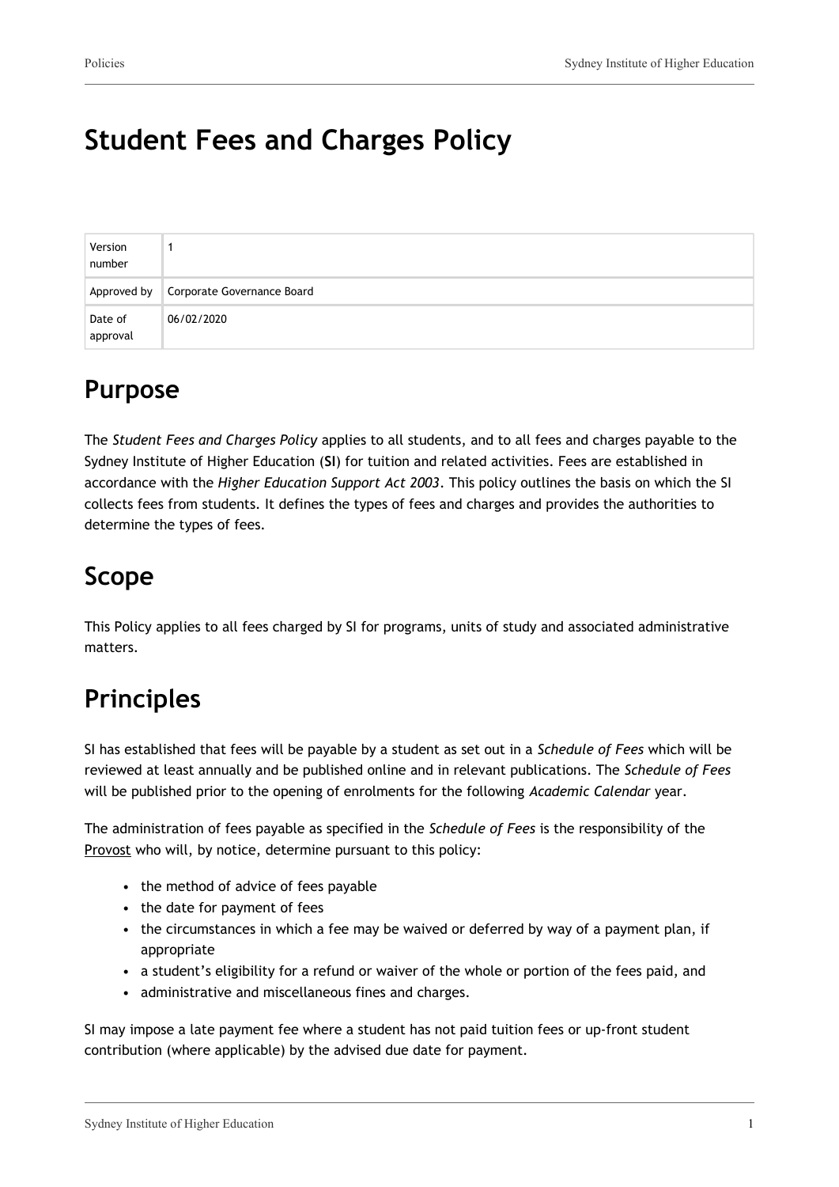# Student Fees and Charges Policy

| Version number | 1 |
| --- | --- |
| Approved by | Corporate Governance Board |
| Date of approval | 06/02/2020 |

## Purpose

The *Student Fees and Charges Policy* applies to all students, and to all fees and charges payable to the Sydney Institute of Higher Education (**SI**) for tuition and related activities. Fees are established in accordance with the *Higher Education Support Act 2003*. This policy outlines the basis on which the SI collects fees from students. It defines the types of fees and charges and provides the authorities to determine the types of fees.

## Scope

This Policy applies to all fees charged by SI for programs, units of study and associated administrative matters.

## Principles

SI has established that fees will be payable by a student as set out in a *Schedule of Fees* which will be reviewed at least annually and be published online and in relevant publications. The *Schedule of Fees* will be published prior to the opening of enrolments for the following *Academic Calendar* year.

The administration of fees payable as specified in the *Schedule of Fees* is the responsibility of the Provost who will, by notice, determine pursuant to this policy:

- the method of advice of fees payable
- the date for payment of fees
- the circumstances in which a fee may be waived or deferred by way of a payment plan, if appropriate
- a student's eligibility for a refund or waiver of the whole or portion of the fees paid, and
- administrative and miscellaneous fines and charges.

SI may impose a late payment fee where a student has not paid tuition fees or up-front student contribution (where applicable) by the advised due date for payment.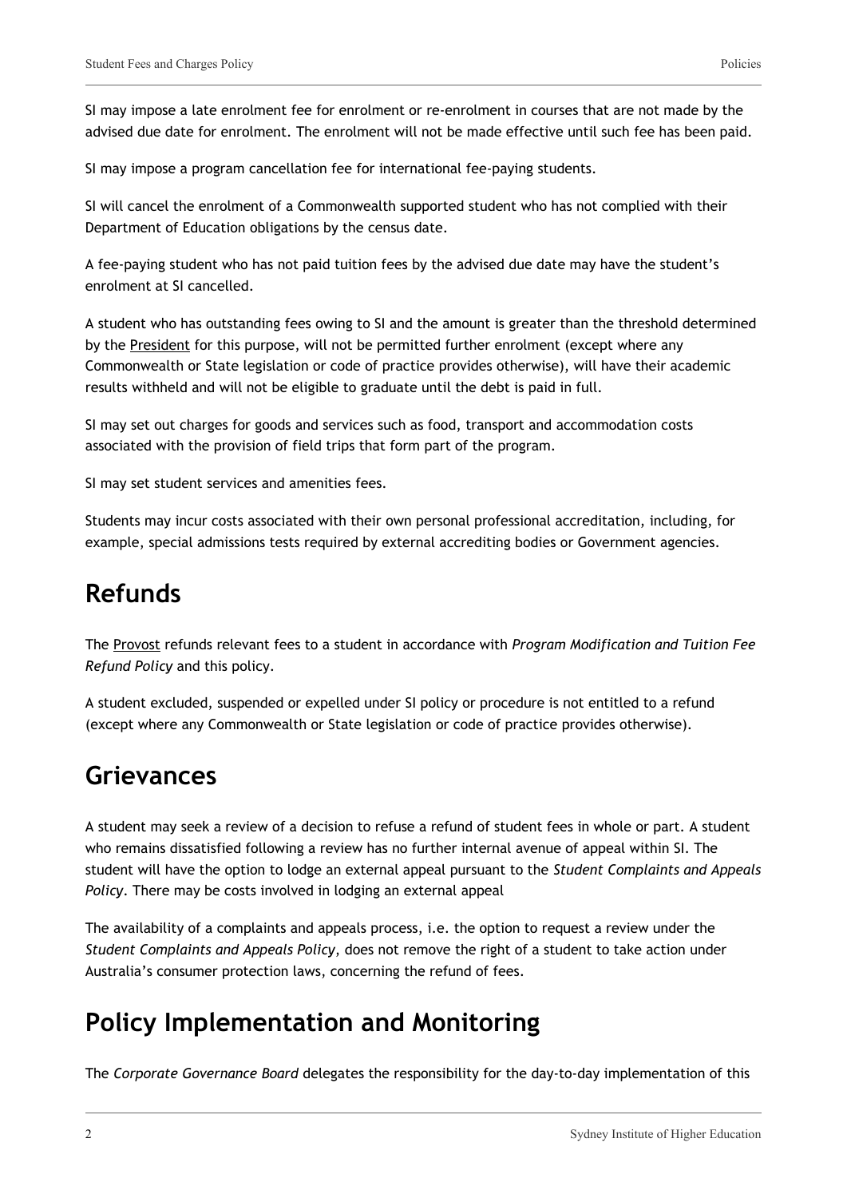SI may impose a late enrolment fee for enrolment or re-enrolment in courses that are not made by the advised due date for enrolment. The enrolment will not be made effective until such fee has been paid.

SI may impose a program cancellation fee for international fee-paying students.

SI will cancel the enrolment of a Commonwealth supported student who has not complied with their Department of Education obligations by the census date.

A fee-paying student who has not paid tuition fees by the advised due date may have the student's enrolment at SI cancelled.

A student who has outstanding fees owing to SI and the amount is greater than the threshold determined by the President for this purpose, will not be permitted further enrolment (except where any Commonwealth or State legislation or code of practice provides otherwise), will have their academic results withheld and will not be eligible to graduate until the debt is paid in full.

SI may set out charges for goods and services such as food, transport and accommodation costs associated with the provision of field trips that form part of the program.

SI may set student services and amenities fees.

Students may incur costs associated with their own personal professional accreditation, including, for example, special admissions tests required by external accrediting bodies or Government agencies.

## Refunds

The Provost refunds relevant fees to a student in accordance with *Program Modification and Tuition Fee Refund Policy* and this policy.

A student excluded, suspended or expelled under SI policy or procedure is not entitled to a refund (except where any Commonwealth or State legislation or code of practice provides otherwise).

## Grievances

A student may seek a review of a decision to refuse a refund of student fees in whole or part. A student who remains dissatisfied following a review has no further internal avenue of appeal within SI. The student will have the option to lodge an external appeal pursuant to the *Student Complaints and Appeals Policy*. There may be costs involved in lodging an external appeal

The availability of a complaints and appeals process, i.e. the option to request a review under the *Student Complaints and Appeals Policy*, does not remove the right of a student to take action under Australia's consumer protection laws, concerning the refund of fees.

## Policy Implementation and Monitoring

The *Corporate Governance Board* delegates the responsibility for the day-to-day implementation of this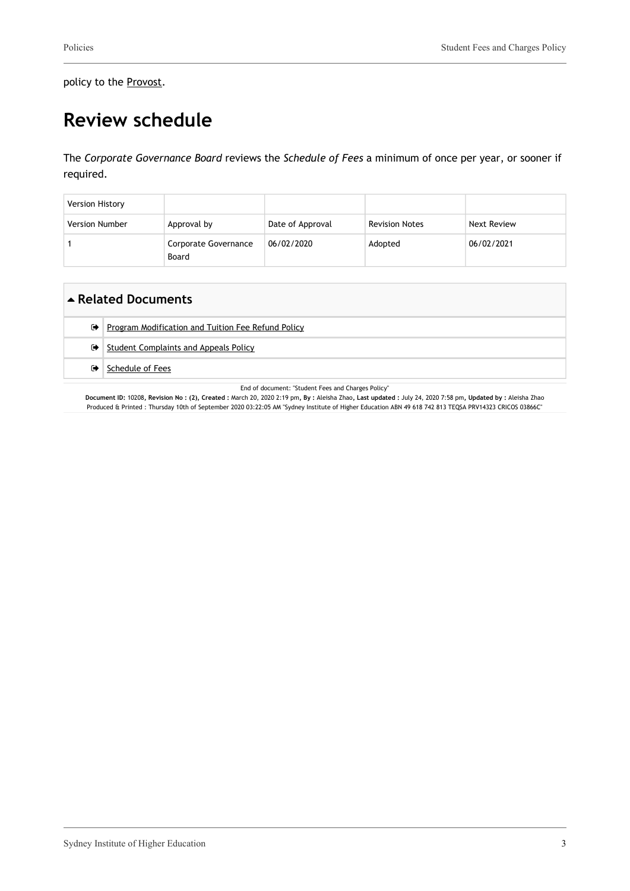policy to the Provost.

## Review schedule

The *Corporate Governance Board* reviews the *Schedule of Fees* a minimum of once per year, or sooner if required.

| Version History | | | | |
|---|---|---|---|---|
| Version Number | Approval by | Date of Approval | Revision Notes | Next Review |
| 1 | Corporate Governance Board | 06/02/2020 | Adopted | 06/02/2021 |

### Related Documents

- Program Modification and Tuition Fee Refund Policy
- Student Complaints and Appeals Policy
- Schedule of Fees

End of document: "Student Fees and Charges Policy"

**Document ID:** 10208, **Revision No : (2)**, **Created :** March 20, 2020 2:19 pm, **By :** Aleisha Zhao, **Last updated :** July 24, 2020 7:58 pm, **Updated by :** Aleisha Zhao

Produced & Printed : Thursday 10th of September 2020 03:22:05 AM "Sydney Institute of Higher Education ABN 49 618 742 813 TEQSA PRV14323 CRICOS 03866C"